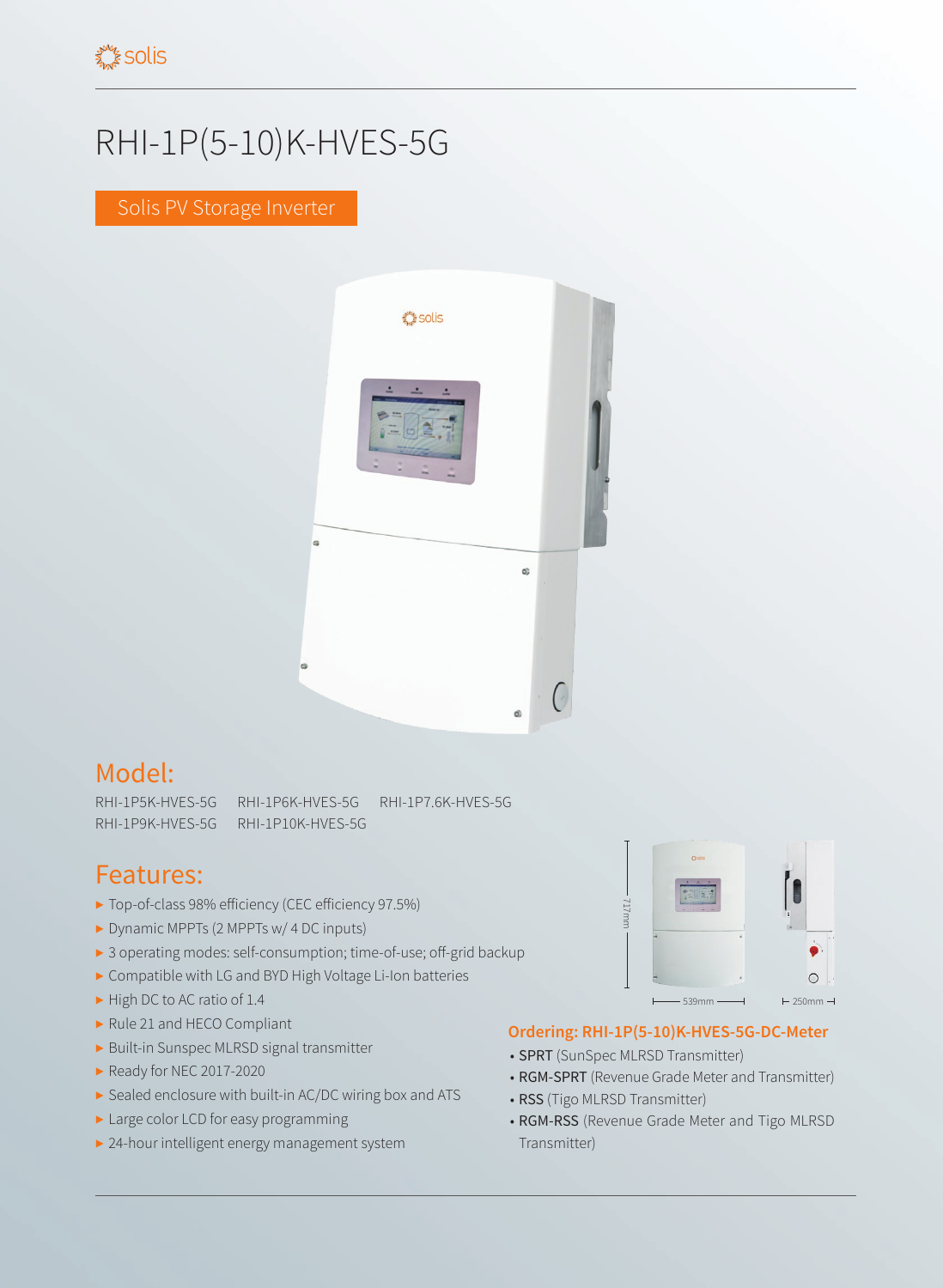# RHI-1P(5-10)K-HVES-5G

Solis PV Storage Inverter

## Model:

RHI-1P5K-HVES-5G RHI-1P6K-HVES-5G RHI-1P7.6K-HVES-5G
RHI-1P9K-HVES-5G RHI-1P10K-HVES-5G

## Features:

- Top-of-class 98% efficiency (CEC efficiency 97.5%)
- Dynamic MPPTs (2 MPPTs w/ 4 DC inputs)
- 3 operating modes: self-consumption; time-of-use; off-grid backup
- Compatible with LG and BYD High Voltage Li-Ion batteries
- High DC to AC ratio of 1.4
- Rule 21 and HECO Compliant
- Built-in Sunspec MLRSD signal transmitter
- Ready for NEC 2017-2020
- Sealed enclosure with built-in AC/DC wiring box and ATS
- Large color LCD for easy programming
- 24-hour intelligent energy management system

717mm

539mm

250mm

### Ordering: RHI-1P(5-10)K-HVES-5G-DC-Meter

- **SPRT** (SunSpec MLRSD Transmitter)
- **RGM-SPRT** (Revenue Grade Meter and Transmitter)
- **RSS** (Tigo MLRSD Transmitter)
- **RGM-RSS** (Revenue Grade Meter and Tigo MLRSD Transmitter)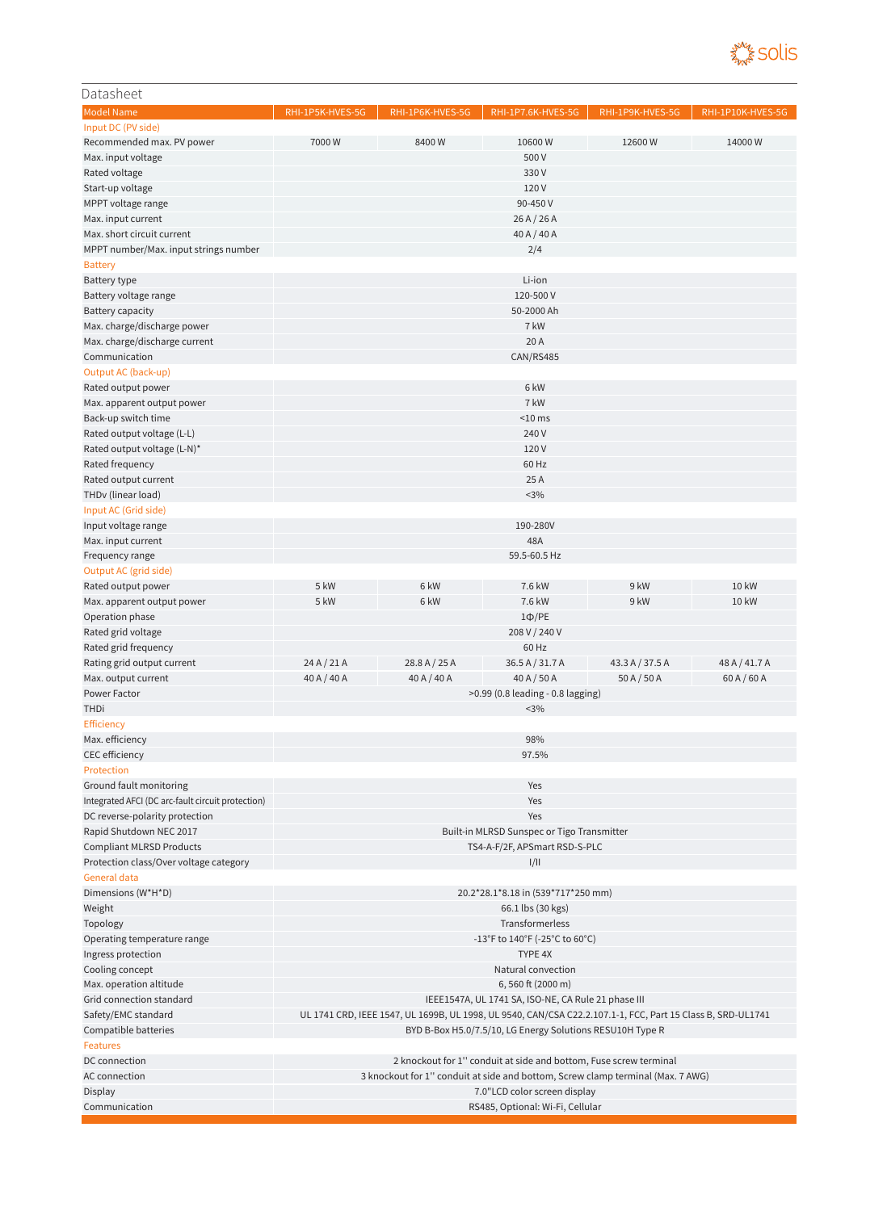## Datasheet

| Model Name | RHI-1P5K-HVES-5G | RHI-1P6K-HVES-5G | RHI-1P7.6K-HVES-5G | RHI-1P9K-HVES-5G | RHI-1P10K-HVES-5G |
|---|---|---|---|---|---|
| **Input DC (PV side)** | | | | | |
| Recommended max. PV power | 7000 W | 8400 W | 10600 W | 12600 W | 14000 W |
| Max. input voltage | 500 V | | | | |
| Rated voltage | 330 V | | | | |
| Start-up voltage | 120 V | | | | |
| MPPT voltage range | 90-450 V | | | | |
| Max. input current | 26 A / 26 A | | | | |
| Max. short circuit current | 40 A / 40 A | | | | |
| MPPT number/Max. input strings number | 2/4 | | | | |
| **Battery** | | | | | |
| Battery type | Li-ion | | | | |
| Battery voltage range | 120-500 V | | | | |
| Battery capacity | 50-2000 Ah | | | | |
| Max. charge/discharge power | 7 kW | | | | |
| Max. charge/discharge current | 20 A | | | | |
| Communication | CAN/RS485 | | | | |
| **Output AC (back-up)** | | | | | |
| Rated output power | 6 kW | | | | |
| Max. apparent output power | 7 kW | | | | |
| Back-up switch time | <10 ms | | | | |
| Rated output voltage (L-L) | 240 V | | | | |
| Rated output voltage (L-N)* | 120 V | | | | |
| Rated frequency | 60 Hz | | | | |
| Rated output current | 25 A | | | | |
| THDv (linear load) | <3% | | | | |
| **Input AC (Grid side)** | | | | | |
| Input voltage range | 190-280V | | | | |
| Max. input current | 48A | | | | |
| Frequency range | 59.5-60.5 Hz | | | | |
| **Output AC (grid side)** | | | | | |
| Rated output power | 5 kW | 6 kW | 7.6 kW | 9 kW | 10 kW |
| Max. apparent output power | 5 kW | 6 kW | 7.6 kW | 9 kW | 10 kW |
| Operation phase | 1Φ/PE | | | | |
| Rated grid voltage | 208 V / 240 V | | | | |
| Rated grid frequency | 60 Hz | | | | |
| Rating grid output current | 24 A / 21 A | 28.8 A / 25 A | 36.5 A / 31.7 A | 43.3 A / 37.5 A | 48 A / 41.7 A |
| Max. output current | 40 A / 40 A | 40 A / 40 A | 40 A / 50 A | 50 A / 50 A | 60 A / 60 A |
| Power Factor | >0.99 (0.8 leading - 0.8 lagging) | | | | |
| THDi | <3% | | | | |
| **Efficiency** | | | | | |
| Max. efficiency | 98% | | | | |
| CEC efficiency | 97.5% | | | | |
| **Protection** | | | | | |
| Ground fault monitoring | Yes | | | | |
| Integrated AFCI (DC arc-fault circuit protection) | Yes | | | | |
| DC reverse-polarity protection | Yes | | | | |
| Rapid Shutdown NEC 2017 | Built-in MLRSD Sunspec or Tigo Transmitter | | | | |
| Compliant MLRSD Products | TS4-A-F/2F, APSmart RSD-S-PLC | | | | |
| Protection class/Over voltage category | I/II | | | | |
| **General data** | | | | | |
| Dimensions (W*H*D) | 20.2*28.1*8.18 in (539*717*250 mm) | | | | |
| Weight | 66.1 lbs (30 kgs) | | | | |
| Topology | Transformerless | | | | |
| Operating temperature range | -13°F to 140°F (-25°C to 60°C) | | | | |
| Ingress protection | TYPE 4X | | | | |
| Cooling concept | Natural convection | | | | |
| Max. operation altitude | 6, 560 ft (2000 m) | | | | |
| Grid connection standard | IEEE1547A, UL 1741 SA, ISO-NE, CA Rule 21 phase III | | | | |
| Safety/EMC standard | UL 1741 CRD, IEEE 1547, UL 1699B, UL 1998, UL 9540, CAN/CSA C22.2.107.1-1, FCC, Part 15 Class B, SRD-UL1741 | | | | |
| Compatible batteries | BYD B-Box H5.0/7.5/10, LG Energy Solutions RESU10H Type R | | | | |
| **Features** | | | | | |
| DC connection | 2 knockout for 1'' conduit at side and bottom, Fuse screw terminal | | | | |
| AC connection | 3 knockout for 1'' conduit at side and bottom, Screw clamp terminal (Max. 7 AWG) | | | | |
| Display | 7.0"LCD color screen display | | | | |
| Communication | RS485, Optional: Wi-Fi, Cellular | | | | |